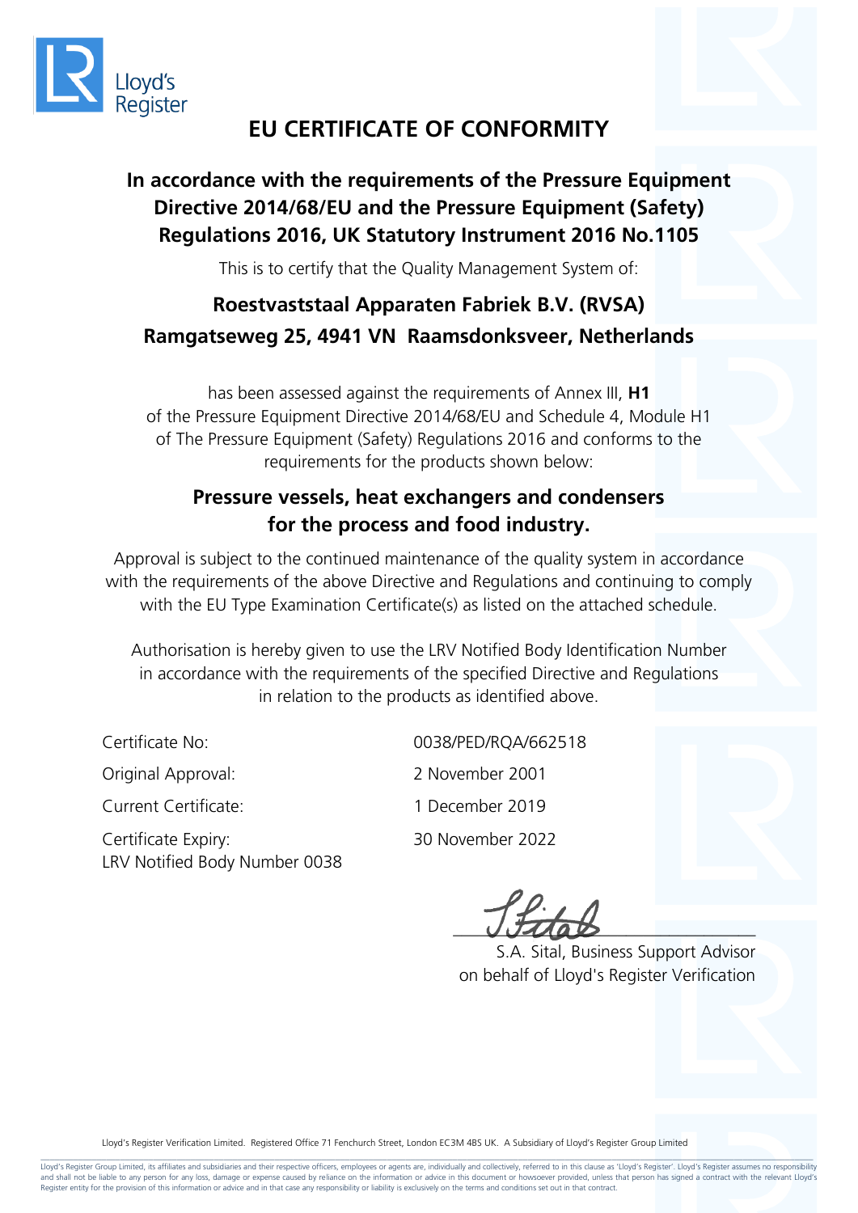Lloyd's Register

# EU CERTIFICATE OF CONFORMITY

## In accordance with the requirements of the Pressure Equipment Directive 2014/68/EU and the Pressure Equipment (Safety) Regulations 2016, UK Statutory Instrument 2016 No.1105

This is to certify that the Quality Management System of:

### Roestvaststaal Apparaten Fabriek B.V. (RVSA)
### Ramgatseweg 25, 4941 VN Raamsdonksveer, Netherlands

has been assessed against the requirements of Annex III, **H1** of the Pressure Equipment Directive 2014/68/EU and Schedule 4, Module H1 of The Pressure Equipment (Safety) Regulations 2016 and conforms to the requirements for the products shown below:

### Pressure vessels, heat exchangers and condensers for the process and food industry.

Approval is subject to the continued maintenance of the quality system in accordance with the requirements of the above Directive and Regulations and continuing to comply with the EU Type Examination Certificate(s) as listed on the attached schedule.

Authorisation is hereby given to use the LRV Notified Body Identification Number in accordance with the requirements of the specified Directive and Regulations in relation to the products as identified above.

| | |
|---|---|
| Certificate No: | 0038/PED/RQA/662518 |
| Original Approval: | 2 November 2001 |
| Current Certificate: | 1 December 2019 |
| Certificate Expiry: | 30 November 2022 |

LRV Notified Body Number 0038

S.A. Sital, Business Support Advisor
on behalf of Lloyd's Register Verification

Lloyd's Register Verification Limited. Registered Office 71 Fenchurch Street, London EC3M 4BS UK. A Subsidiary of Lloyd's Register Group Limited

Lloyd's Register Group Limited, its affiliates and subsidiaries and their respective officers, employees or agents are, individually and collectively, referred to in this clause as 'Lloyd's Register'. Lloyd's Register assumes no responsibility and shall not be liable to any person for any loss, damage or expense caused by reliance on the information or advice in this document or howsoever provided, unless that person has signed a contract with the relevant Lloyd's Register entity for the provision of this information or advice and in that case any responsibility or liability is exclusively on the terms and conditions set out in that contract.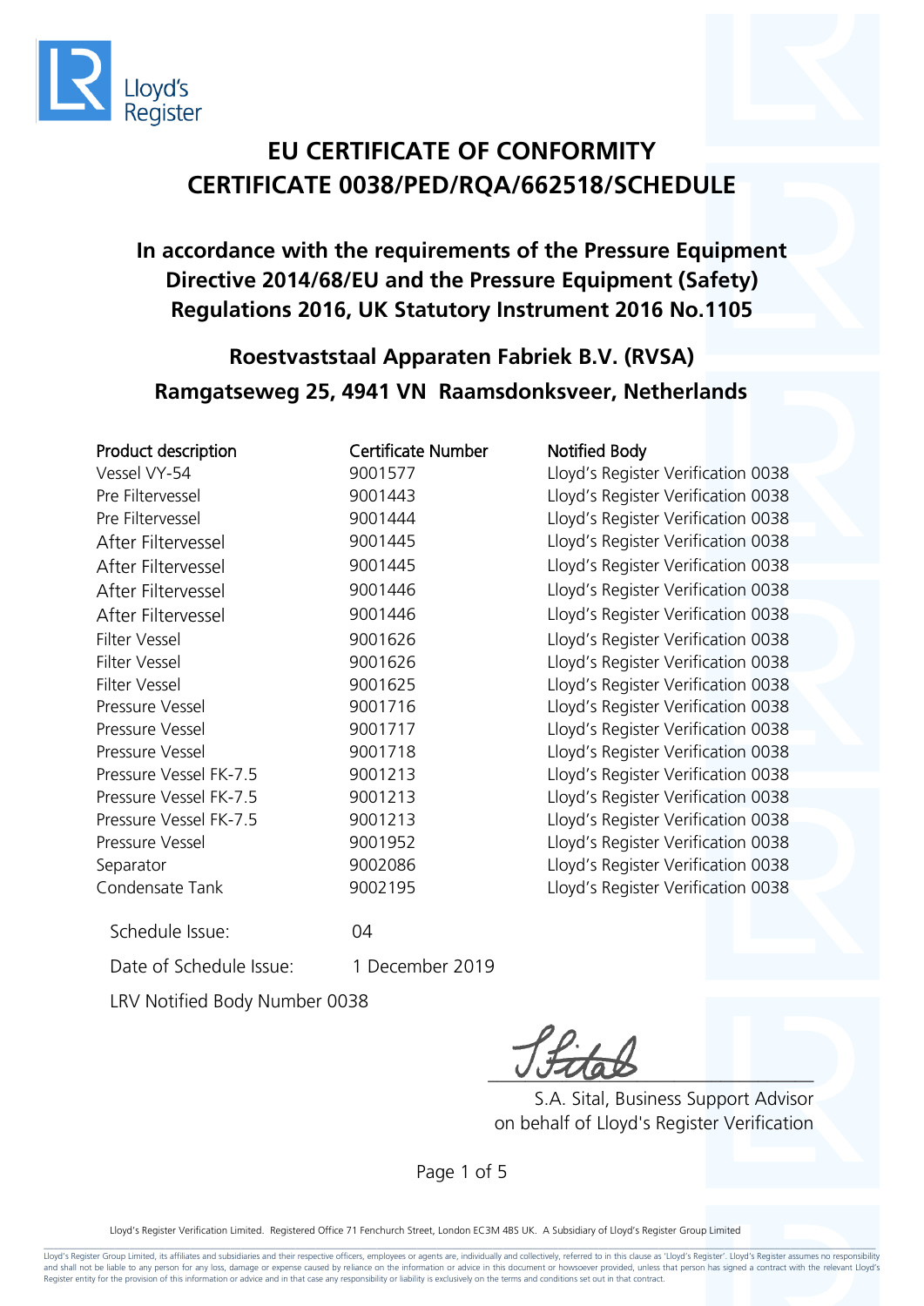Lloyd's Register

# EU CERTIFICATE OF CONFORMITY
# CERTIFICATE 0038/PED/RQA/662518/SCHEDULE

## In accordance with the requirements of the Pressure Equipment Directive 2014/68/EU and the Pressure Equipment (Safety) Regulations 2016, UK Statutory Instrument 2016 No.1105

## Roestvaststaal Apparaten Fabriek B.V. (RVSA)
## Ramgatseweg 25, 4941 VN Raamsdonksveer, Netherlands

| Product description | Certificate Number | Notified Body |
| --- | --- | --- |
| Vessel VY-54 | 9001577 | Lloyd's Register Verification 0038 |
| Pre Filtervessel | 9001443 | Lloyd's Register Verification 0038 |
| Pre Filtervessel | 9001444 | Lloyd's Register Verification 0038 |
| After Filtervessel | 9001445 | Lloyd's Register Verification 0038 |
| After Filtervessel | 9001445 | Lloyd's Register Verification 0038 |
| After Filtervessel | 9001446 | Lloyd's Register Verification 0038 |
| After Filtervessel | 9001446 | Lloyd's Register Verification 0038 |
| Filter Vessel | 9001626 | Lloyd's Register Verification 0038 |
| Filter Vessel | 9001626 | Lloyd's Register Verification 0038 |
| Filter Vessel | 9001625 | Lloyd's Register Verification 0038 |
| Pressure Vessel | 9001716 | Lloyd's Register Verification 0038 |
| Pressure Vessel | 9001717 | Lloyd's Register Verification 0038 |
| Pressure Vessel | 9001718 | Lloyd's Register Verification 0038 |
| Pressure Vessel FK-7.5 | 9001213 | Lloyd's Register Verification 0038 |
| Pressure Vessel FK-7.5 | 9001213 | Lloyd's Register Verification 0038 |
| Pressure Vessel FK-7.5 | 9001213 | Lloyd's Register Verification 0038 |
| Pressure Vessel | 9001952 | Lloyd's Register Verification 0038 |
| Separator | 9002086 | Lloyd's Register Verification 0038 |
| Condensate Tank | 9002195 | Lloyd's Register Verification 0038 |

Schedule Issue: 04

Date of Schedule Issue: 1 December 2019

LRV Notified Body Number 0038

S.A. Sital, Business Support Advisor
on behalf of Lloyd's Register Verification

Lloyd's Register Verification Limited. Registered Office 71 Fenchurch Street, London EC3M 4BS UK. A Subsidiary of Lloyd's Register Group Limited

Lloyd's Register Group Limited, its affiliates and subsidiaries and their respective officers, employees or agents are, individually and collectively, referred to in this clause as 'Lloyd's Register'. Lloyd's Register assumes no responsibility and shall not be liable to any person for any loss, damage or expense caused by reliance on the information or advice in this document or howsoever provided, unless that person has signed a contract with the relevant Lloyd's Register entity for the provision of this information or advice and in that case any responsibility or liability is exclusively on the terms and conditions set out in that contract.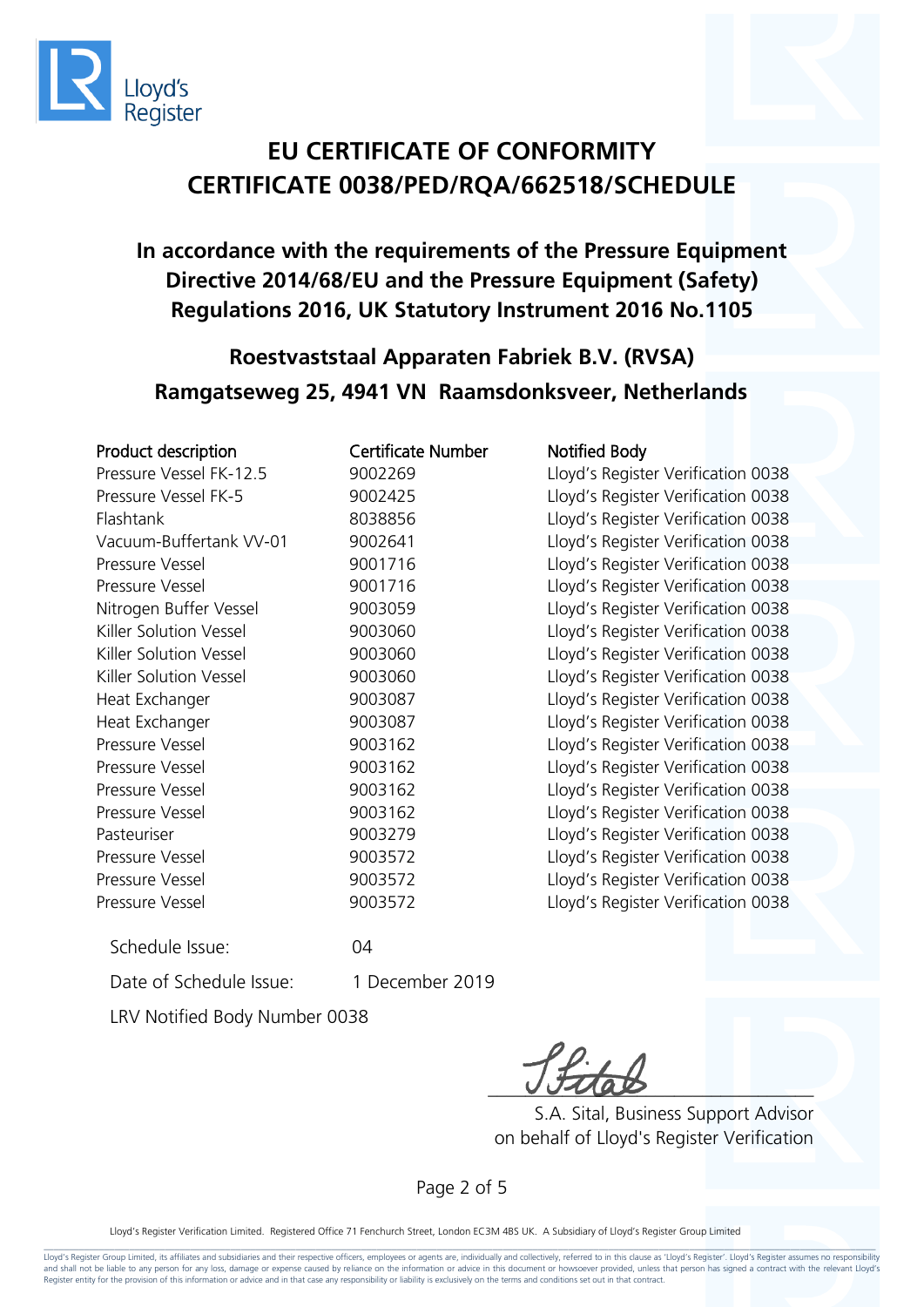# EU CERTIFICATE OF CONFORMITY
# CERTIFICATE 0038/PED/RQA/662518/SCHEDULE

## In accordance with the requirements of the Pressure Equipment Directive 2014/68/EU and the Pressure Equipment (Safety) Regulations 2016, UK Statutory Instrument 2016 No.1105

## Roestvaststaal Apparaten Fabriek B.V. (RVSA)
## Ramgatseweg 25, 4941 VN Raamsdonksveer, Netherlands

| Product description | Certificate Number | Notified Body |
|---|---|---|
| Pressure Vessel FK-12.5 | 9002269 | Lloyd's Register Verification 0038 |
| Pressure Vessel FK-5 | 9002425 | Lloyd's Register Verification 0038 |
| Flashtank | 8038856 | Lloyd's Register Verification 0038 |
| Vacuum-Buffertank VV-01 | 9002641 | Lloyd's Register Verification 0038 |
| Pressure Vessel | 9001716 | Lloyd's Register Verification 0038 |
| Pressure Vessel | 9001716 | Lloyd's Register Verification 0038 |
| Nitrogen Buffer Vessel | 9003059 | Lloyd's Register Verification 0038 |
| Killer Solution Vessel | 9003060 | Lloyd's Register Verification 0038 |
| Killer Solution Vessel | 9003060 | Lloyd's Register Verification 0038 |
| Killer Solution Vessel | 9003060 | Lloyd's Register Verification 0038 |
| Heat Exchanger | 9003087 | Lloyd's Register Verification 0038 |
| Heat Exchanger | 9003087 | Lloyd's Register Verification 0038 |
| Pressure Vessel | 9003162 | Lloyd's Register Verification 0038 |
| Pressure Vessel | 9003162 | Lloyd's Register Verification 0038 |
| Pressure Vessel | 9003162 | Lloyd's Register Verification 0038 |
| Pressure Vessel | 9003162 | Lloyd's Register Verification 0038 |
| Pasteuriser | 9003279 | Lloyd's Register Verification 0038 |
| Pressure Vessel | 9003572 | Lloyd's Register Verification 0038 |
| Pressure Vessel | 9003572 | Lloyd's Register Verification 0038 |
| Pressure Vessel | 9003572 | Lloyd's Register Verification 0038 |

Schedule Issue: 04

Date of Schedule Issue: 1 December 2019

LRV Notified Body Number 0038

S.A. Sital, Business Support Advisor
on behalf of Lloyd's Register Verification

Lloyd's Register Verification Limited. Registered Office 71 Fenchurch Street, London EC3M 4BS UK. A Subsidiary of Lloyd's Register Group Limited

Lloyd's Register Group Limited, its affiliates and subsidiaries and their respective officers, employees or agents are, individually and collectively, referred to in this clause as 'Lloyd's Register'. Lloyd's Register assumes no responsibility and shall not be liable to any person for any loss, damage or expense caused by reliance on the information or advice in this document or howsoever provided, unless that person has signed a contract with the relevant Lloyd's Register entity for the provision of this information or advice and in that case any responsibility or liability is exclusively on the terms and conditions set out in that contract.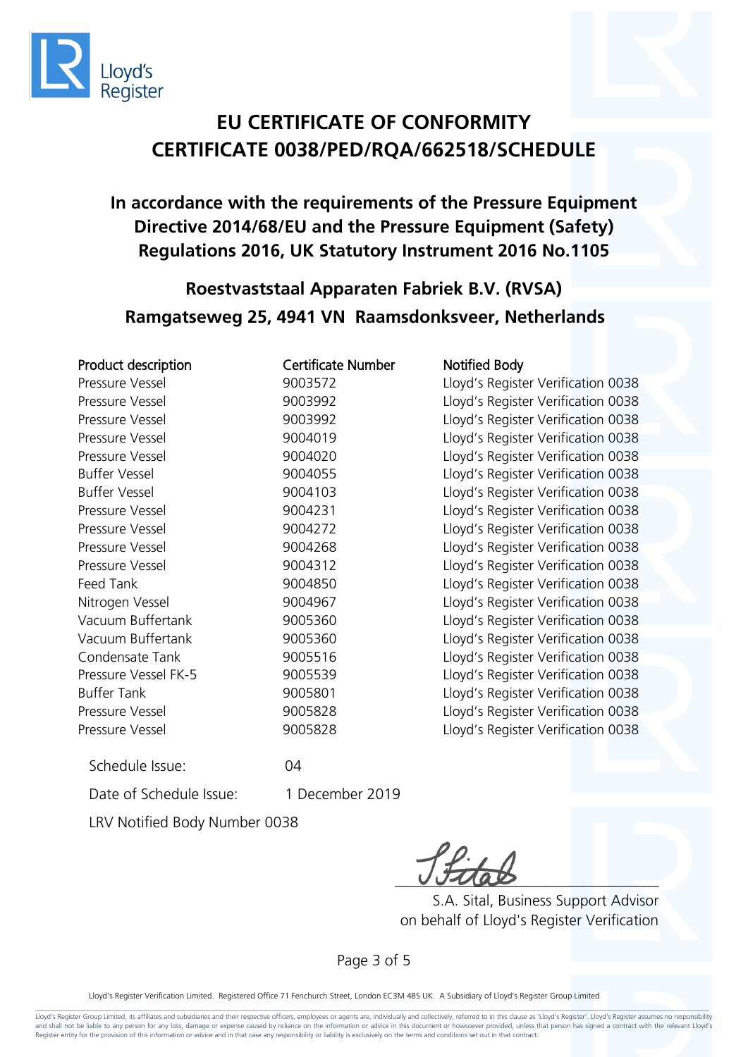Lloyd's Register

# EU CERTIFICATE OF CONFORMITY
# CERTIFICATE 0038/PED/RQA/662518/SCHEDULE

## In accordance with the requirements of the Pressure Equipment Directive 2014/68/EU and the Pressure Equipment (Safety) Regulations 2016, UK Statutory Instrument 2016 No.1105

## Roestvaststaal Apparaten Fabriek B.V. (RVSA)
## Ramgatseweg 25, 4941 VN Raamsdonksveer, Netherlands

| Product description | Certificate Number | Notified Body |
|---|---|---|
| Pressure Vessel | 9003572 | Lloyd's Register Verification 0038 |
| Pressure Vessel | 9003992 | Lloyd's Register Verification 0038 |
| Pressure Vessel | 9003992 | Lloyd's Register Verification 0038 |
| Pressure Vessel | 9004019 | Lloyd's Register Verification 0038 |
| Pressure Vessel | 9004020 | Lloyd's Register Verification 0038 |
| Buffer Vessel | 9004055 | Lloyd's Register Verification 0038 |
| Buffer Vessel | 9004103 | Lloyd's Register Verification 0038 |
| Pressure Vessel | 9004231 | Lloyd's Register Verification 0038 |
| Pressure Vessel | 9004272 | Lloyd's Register Verification 0038 |
| Pressure Vessel | 9004268 | Lloyd's Register Verification 0038 |
| Pressure Vessel | 9004312 | Lloyd's Register Verification 0038 |
| Feed Tank | 9004850 | Lloyd's Register Verification 0038 |
| Nitrogen Vessel | 9004967 | Lloyd's Register Verification 0038 |
| Vacuum Buffertank | 9005360 | Lloyd's Register Verification 0038 |
| Vacuum Buffertank | 9005360 | Lloyd's Register Verification 0038 |
| Condensate Tank | 9005516 | Lloyd's Register Verification 0038 |
| Pressure Vessel FK-5 | 9005539 | Lloyd's Register Verification 0038 |
| Buffer Tank | 9005801 | Lloyd's Register Verification 0038 |
| Pressure Vessel | 9005828 | Lloyd's Register Verification 0038 |
| Pressure Vessel | 9005828 | Lloyd's Register Verification 0038 |

Schedule Issue: 04

Date of Schedule Issue: 1 December 2019

LRV Notified Body Number 0038

S.A. Sital, Business Support Advisor
on behalf of Lloyd's Register Verification

Lloyd's Register Verification Limited. Registered Office 71 Fenchurch Street, London EC3M 4BS UK. A Subsidiary of Lloyd's Register Group Limited

Lloyd's Register Group Limited, its affiliates and subsidiaries and their respective officers, employees or agents are, individually and collectively, referred to in this clause as 'Lloyd's Register'. Lloyd's Register assumes no responsibility and shall not be liable to any person for any loss, damage or expense caused by reliance on the information or advice in this document or howsoever provided, unless that person has signed a contract with the relevant Lloyd's Register entity for the provision of this information or advice and in that case any responsibility or liability is exclusively on the terms and conditions set out in that contract.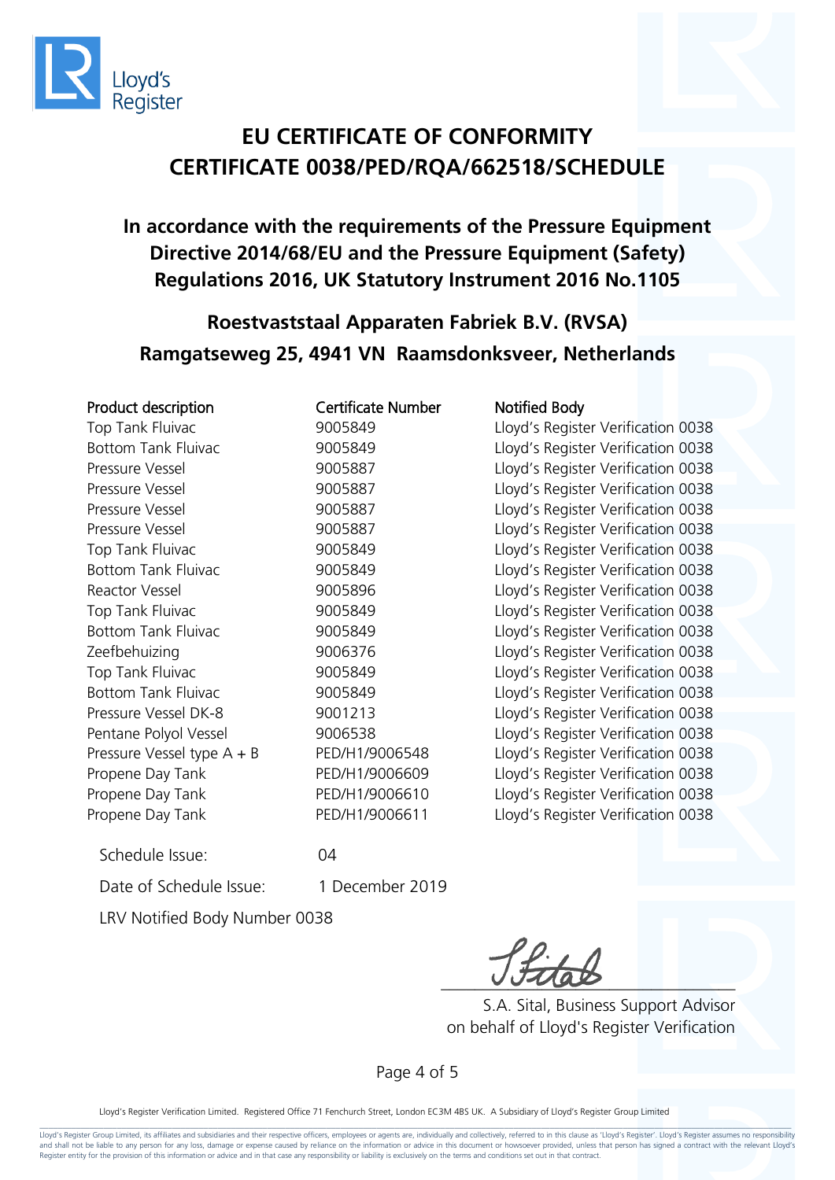Lloyd's Register

# EU CERTIFICATE OF CONFORMITY
# CERTIFICATE 0038/PED/RQA/662518/SCHEDULE

## In accordance with the requirements of the Pressure Equipment Directive 2014/68/EU and the Pressure Equipment (Safety) Regulations 2016, UK Statutory Instrument 2016 No.1105

## Roestvaststaal Apparaten Fabriek B.V. (RVSA)
## Ramgatseweg 25, 4941 VN Raamsdonksveer, Netherlands

| Product description | Certificate Number | Notified Body |
|---|---|---|
| Top Tank Fluivac | 9005849 | Lloyd's Register Verification 0038 |
| Bottom Tank Fluivac | 9005849 | Lloyd's Register Verification 0038 |
| Pressure Vessel | 9005887 | Lloyd's Register Verification 0038 |
| Pressure Vessel | 9005887 | Lloyd's Register Verification 0038 |
| Pressure Vessel | 9005887 | Lloyd's Register Verification 0038 |
| Pressure Vessel | 9005887 | Lloyd's Register Verification 0038 |
| Top Tank Fluivac | 9005849 | Lloyd's Register Verification 0038 |
| Bottom Tank Fluivac | 9005849 | Lloyd's Register Verification 0038 |
| Reactor Vessel | 9005896 | Lloyd's Register Verification 0038 |
| Top Tank Fluivac | 9005849 | Lloyd's Register Verification 0038 |
| Bottom Tank Fluivac | 9005849 | Lloyd's Register Verification 0038 |
| Zeefbehuizing | 9006376 | Lloyd's Register Verification 0038 |
| Top Tank Fluivac | 9005849 | Lloyd's Register Verification 0038 |
| Bottom Tank Fluivac | 9005849 | Lloyd's Register Verification 0038 |
| Pressure Vessel DK-8 | 9001213 | Lloyd's Register Verification 0038 |
| Pentane Polyol Vessel | 9006538 | Lloyd's Register Verification 0038 |
| Pressure Vessel type A + B | PED/H1/9006548 | Lloyd's Register Verification 0038 |
| Propene Day Tank | PED/H1/9006609 | Lloyd's Register Verification 0038 |
| Propene Day Tank | PED/H1/9006610 | Lloyd's Register Verification 0038 |
| Propene Day Tank | PED/H1/9006611 | Lloyd's Register Verification 0038 |

Schedule Issue: 04

Date of Schedule Issue: 1 December 2019

LRV Notified Body Number 0038

S.A. Sital, Business Support Advisor
on behalf of Lloyd's Register Verification

Lloyd's Register Verification Limited. Registered Office 71 Fenchurch Street, London EC3M 4BS UK. A Subsidiary of Lloyd's Register Group Limited

Lloyd's Register Group Limited, its affiliates and subsidiaries and their respective officers, employees or agents are, individually and collectively, referred to in this clause as 'Lloyd's Register'. Lloyd's Register assumes no responsibility and shall not be liable to any person for any loss, damage or expense caused by reliance on the information or advice in this document or howsoever provided, unless that person has signed a contract with the relevant Lloyd's Register entity for the provision of this information or advice and in that case any responsibility or liability is exclusively on the terms and conditions set out in that contract.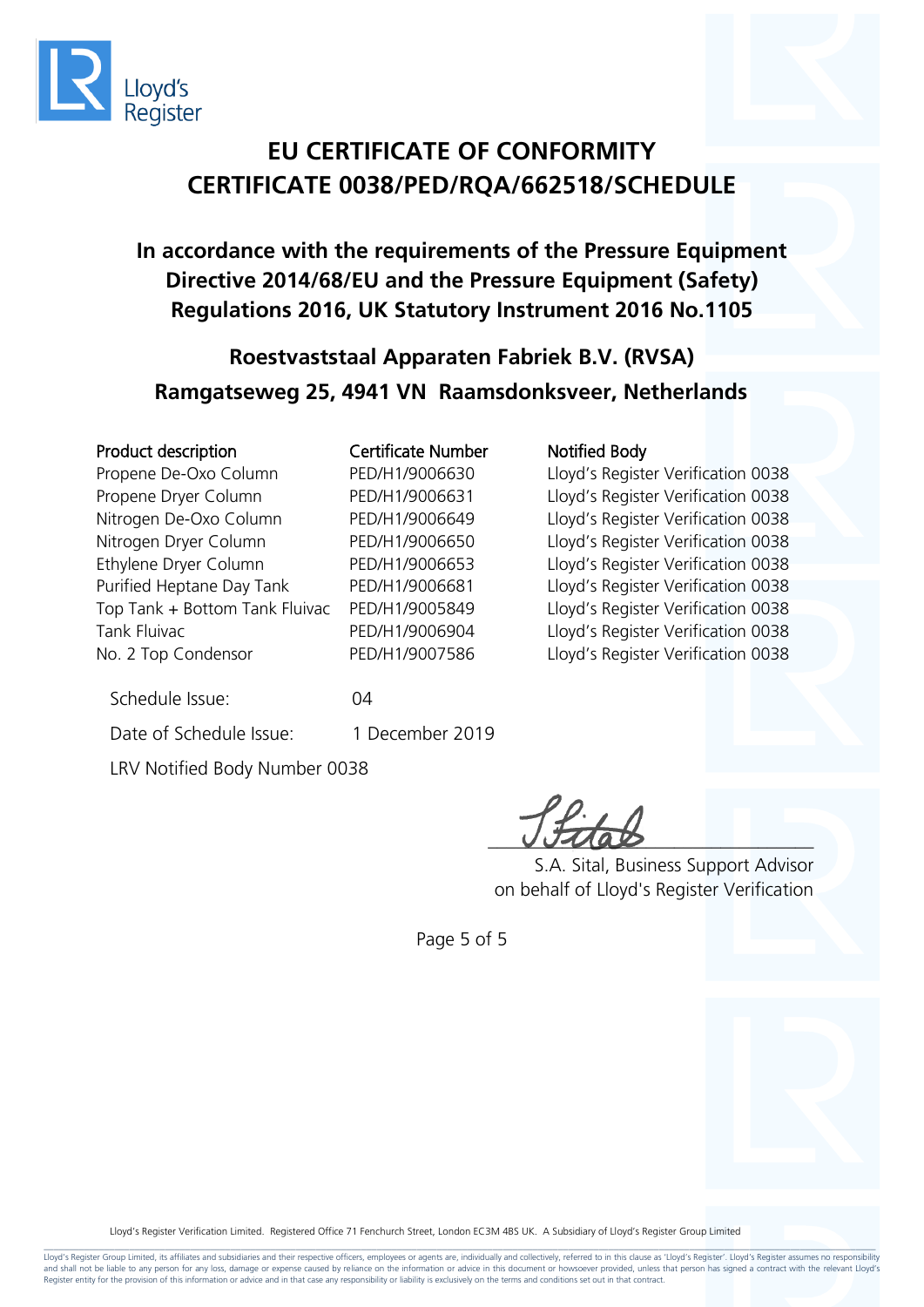# EU CERTIFICATE OF CONFORMITY
# CERTIFICATE 0038/PED/RQA/662518/SCHEDULE

## In accordance with the requirements of the Pressure Equipment Directive 2014/68/EU and the Pressure Equipment (Safety) Regulations 2016, UK Statutory Instrument 2016 No.1105

## Roestvaststaal Apparaten Fabriek B.V. (RVSA)
## Ramgatseweg 25, 4941 VN Raamsdonksveer, Netherlands

| Product description | Certificate Number | Notified Body |
|---|---|---|
| Propene De-Oxo Column | PED/H1/9006630 | Lloyd's Register Verification 0038 |
| Propene Dryer Column | PED/H1/9006631 | Lloyd's Register Verification 0038 |
| Nitrogen De-Oxo Column | PED/H1/9006649 | Lloyd's Register Verification 0038 |
| Nitrogen Dryer Column | PED/H1/9006650 | Lloyd's Register Verification 0038 |
| Ethylene Dryer Column | PED/H1/9006653 | Lloyd's Register Verification 0038 |
| Purified Heptane Day Tank | PED/H1/9006681 | Lloyd's Register Verification 0038 |
| Top Tank + Bottom Tank Fluivac | PED/H1/9005849 | Lloyd's Register Verification 0038 |
| Tank Fluivac | PED/H1/9006904 | Lloyd's Register Verification 0038 |
| No. 2 Top Condensor | PED/H1/9007586 | Lloyd's Register Verification 0038 |

Schedule Issue: 04

Date of Schedule Issue: 1 December 2019

LRV Notified Body Number 0038

S.A. Sital, Business Support Advisor
on behalf of Lloyd's Register Verification

Lloyd's Register Verification Limited. Registered Office 71 Fenchurch Street, London EC3M 4BS UK. A Subsidiary of Lloyd's Register Group Limited

Lloyd's Register Group Limited, its affiliates and subsidiaries and their respective officers, employees or agents are, individually and collectively, referred to in this clause as 'Lloyd's Register'. Lloyd's Register assumes no responsibility and shall not be liable to any person for any loss, damage or expense caused by reliance on the information or advice in this document or howsoever provided, unless that person has signed a contract with the relevant Lloyd's Register entity for the provision of this information or advice and in that case any responsibility or liability is exclusively on the terms and conditions set out in that contract.